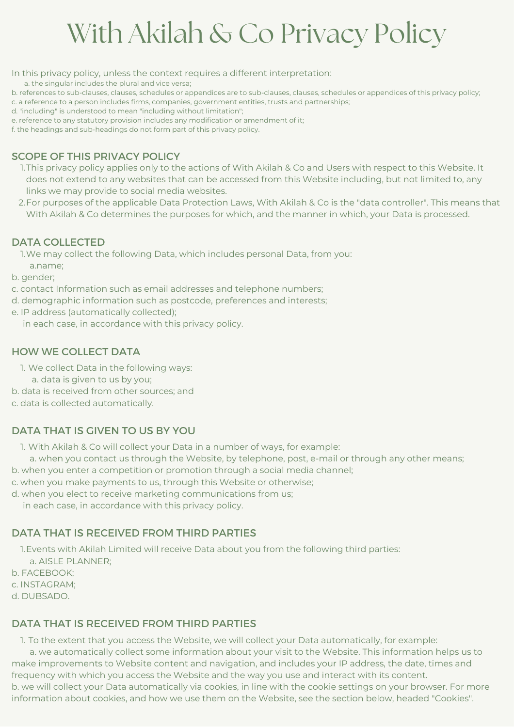# With Akilah & Co Privacy Policy

In this privacy policy, unless the context requires a different interpretation:

a. the singular includes the plural and vice versa;
b. references to sub-clauses, clauses, schedules or appendices are to sub-clauses, clauses, schedules or appendices of this privacy policy;
c. a reference to a person includes firms, companies, government entities, trusts and partnerships;
d. "including" is understood to mean "including without limitation";
e. reference to any statutory provision includes any modification or amendment of it;
f. the headings and sub-headings do not form part of this privacy policy.

## SCOPE OF THIS PRIVACY POLICY

1. This privacy policy applies only to the actions of With Akilah & Co and Users with respect to this Website. It does not extend to any websites that can be accessed from this Website including, but not limited to, any links we may provide to social media websites.
2. For purposes of the applicable Data Protection Laws, With Akilah & Co is the "data controller". This means that With Akilah & Co determines the purposes for which, and the manner in which, your Data is processed.

## DATA COLLECTED

1. We may collect the following Data, which includes personal Data, from you:

a. name;
b. gender;
c. contact Information such as email addresses and telephone numbers;
d. demographic information such as postcode, preferences and interests;
e. IP address (automatically collected);

in each case, in accordance with this privacy policy.

## HOW WE COLLECT DATA

1. We collect Data in the following ways:

a. data is given to us by you;
b. data is received from other sources; and
c. data is collected automatically.

## DATA THAT IS GIVEN TO US BY YOU

1. With Akilah & Co will collect your Data in a number of ways, for example:

a. when you contact us through the Website, by telephone, post, e-mail or through any other means;
b. when you enter a competition or promotion through a social media channel;
c. when you make payments to us, through this Website or otherwise;
d. when you elect to receive marketing communications from us;

in each case, in accordance with this privacy policy.

## DATA THAT IS RECEIVED FROM THIRD PARTIES

1. Events with Akilah Limited will receive Data about you from the following third parties:

a. AISLE PLANNER;
b. FACEBOOK;
c. INSTAGRAM;
d. DUBSADO.

## DATA THAT IS RECEIVED FROM THIRD PARTIES

1. To the extent that you access the Website, we will collect your Data automatically, for example:

a. we automatically collect some information about your visit to the Website. This information helps us to make improvements to Website content and navigation, and includes your IP address, the date, times and frequency with which you access the Website and the way you use and interact with its content.
b. we will collect your Data automatically via cookies, in line with the cookie settings on your browser. For more information about cookies, and how we use them on the Website, see the section below, headed "Cookies".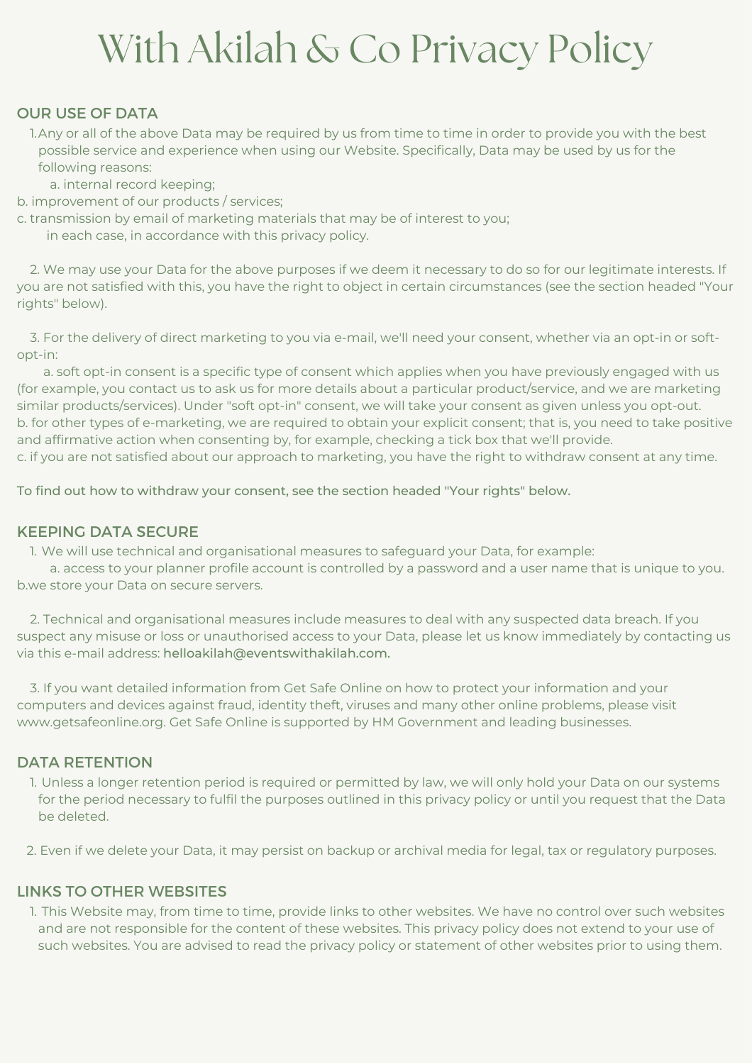// Title may be page title repeated; include as heading since it appears.
# With Akilah & Co Privacy Policy

## OUR USE OF DATA

1. Any or all of the above Data may be required by us from time to time in order to provide you with the best possible service and experience when using our Website. Specifically, Data may be used by us for the following reasons:
   a. internal record keeping;
   b. improvement of our products / services;
   c. transmission by email of marketing materials that may be of interest to you;
   
   in each case, in accordance with this privacy policy.

2. We may use your Data for the above purposes if we deem it necessary to do so for our legitimate interests. If you are not satisfied with this, you have the right to object in certain circumstances (see the section headed "Your rights" below).

3. For the delivery of direct marketing to you via e-mail, we'll need your consent, whether via an opt-in or soft-opt-in:
   a. soft opt-in consent is a specific type of consent which applies when you have previously engaged with us (for example, you contact us to ask us for more details about a particular product/service, and we are marketing similar products/services). Under "soft opt-in" consent, we will take your consent as given unless you opt-out.
   b. for other types of e-marketing, we are required to obtain your explicit consent; that is, you need to take positive and affirmative action when consenting by, for example, checking a tick box that we'll provide.
   c. if you are not satisfied about our approach to marketing, you have the right to withdraw consent at any time.

To find out how to withdraw your consent, see the section headed "Your rights" below.

## KEEPING DATA SECURE

1. We will use technical and organisational measures to safeguard your Data, for example:
   a. access to your planner profile account is controlled by a password and a user name that is unique to you.
   b. we store your Data on secure servers.

2. Technical and organisational measures include measures to deal with any suspected data breach. If you suspect any misuse or loss or unauthorised access to your Data, please let us know immediately by contacting us via this e-mail address: helloakilah@eventswithakilah.com.

3. If you want detailed information from Get Safe Online on how to protect your information and your computers and devices against fraud, identity theft, viruses and many other online problems, please visit www.getsafeonline.org. Get Safe Online is supported by HM Government and leading businesses.

## DATA RETENTION

1. Unless a longer retention period is required or permitted by law, we will only hold your Data on our systems for the period necessary to fulfil the purposes outlined in this privacy policy or until you request that the Data be deleted.

2. Even if we delete your Data, it may persist on backup or archival media for legal, tax or regulatory purposes.

## LINKS TO OTHER WEBSITES

1. This Website may, from time to time, provide links to other websites. We have no control over such websites and are not responsible for the content of these websites. This privacy policy does not extend to your use of such websites. You are advised to read the privacy policy or statement of other websites prior to using them.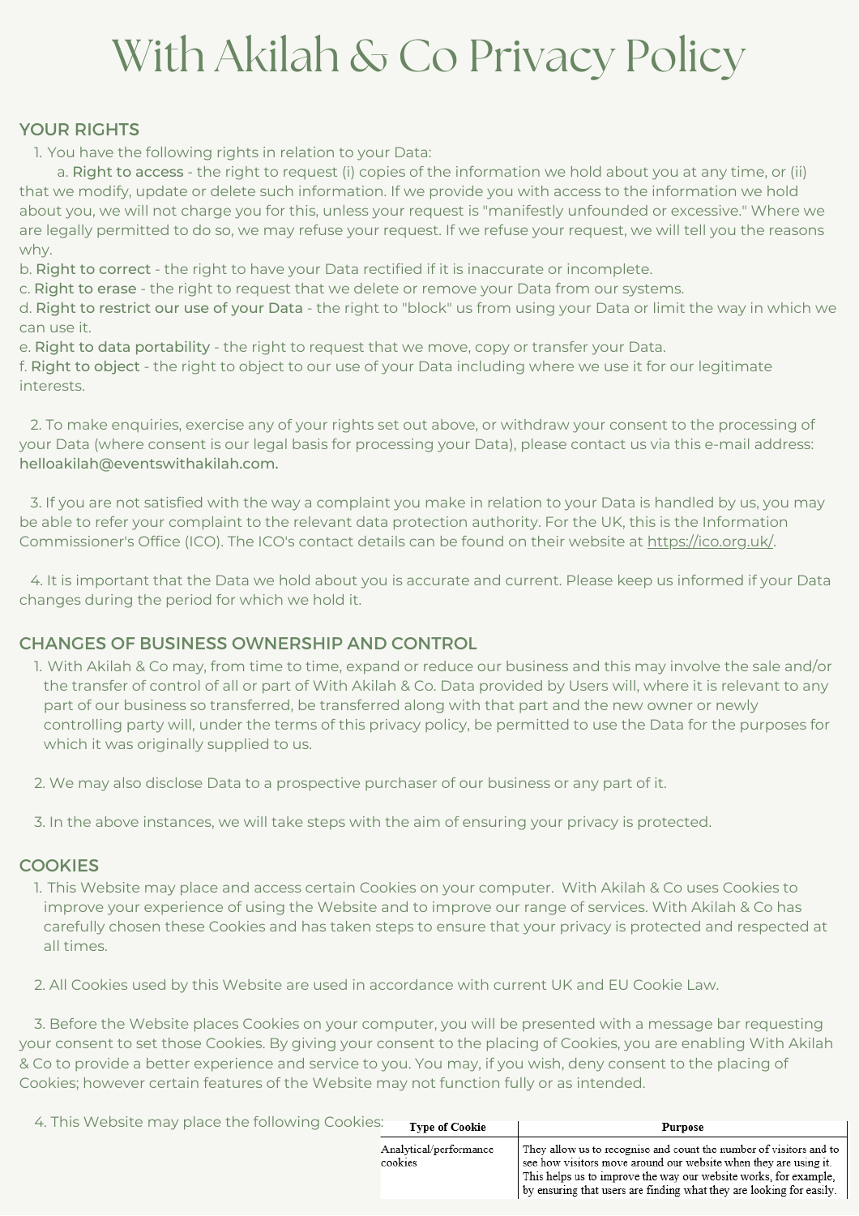# With Akilah & Co Privacy Policy

## YOUR RIGHTS

1. You have the following rights in relation to your Data:

   a. **Right to access** - the right to request (i) copies of the information we hold about you at any time, or (ii) that we modify, update or delete such information. If we provide you with access to the information we hold about you, we will not charge you for this, unless your request is "manifestly unfounded or excessive." Where we are legally permitted to do so, we may refuse your request. If we refuse your request, we will tell you the reasons why.

   b. **Right to correct** - the right to have your Data rectified if it is inaccurate or incomplete.

   c. **Right to erase** - the right to request that we delete or remove your Data from our systems.

   d. **Right to restrict our use of your Data** - the right to "block" us from using your Data or limit the way in which we can use it.

   e. **Right to data portability** - the right to request that we move, copy or transfer your Data.

   f. **Right to object** - the right to object to our use of your Data including where we use it for our legitimate interests.

2. To make enquiries, exercise any of your rights set out above, or withdraw your consent to the processing of your Data (where consent is our legal basis for processing your Data), please contact us via this e-mail address: helloakilah@eventswithakilah.com.

3. If you are not satisfied with the way a complaint you make in relation to your Data is handled by us, you may be able to refer your complaint to the relevant data protection authority. For the UK, this is the Information Commissioner's Office (ICO). The ICO's contact details can be found on their website at https://ico.org.uk/.

4. It is important that the Data we hold about you is accurate and current. Please keep us informed if your Data changes during the period for which we hold it.

## CHANGES OF BUSINESS OWNERSHIP AND CONTROL

1. With Akilah & Co may, from time to time, expand or reduce our business and this may involve the sale and/or the transfer of control of all or part of With Akilah & Co. Data provided by Users will, where it is relevant to any part of our business so transferred, be transferred along with that part and the new owner or newly controlling party will, under the terms of this privacy policy, be permitted to use the Data for the purposes for which it was originally supplied to us.

2. We may also disclose Data to a prospective purchaser of our business or any part of it.

3. In the above instances, we will take steps with the aim of ensuring your privacy is protected.

## COOKIES

1. This Website may place and access certain Cookies on your computer. With Akilah & Co uses Cookies to improve your experience of using the Website and to improve our range of services. With Akilah & Co has carefully chosen these Cookies and has taken steps to ensure that your privacy is protected and respected at all times.

2. All Cookies used by this Website are used in accordance with current UK and EU Cookie Law.

3. Before the Website places Cookies on your computer, you will be presented with a message bar requesting your consent to set those Cookies. By giving your consent to the placing of Cookies, you are enabling With Akilah & Co to provide a better experience and service to you. You may, if you wish, deny consent to the placing of Cookies; however certain features of the Website may not function fully or as intended.

4. This Website may place the following Cookies:

| Type of Cookie | Purpose |
|---|---|
| Analytical/performance cookies | They allow us to recognise and count the number of visitors and to see how visitors move around our website when they are using it. This helps us to improve the way our website works, for example, by ensuring that users are finding what they are looking for easily. |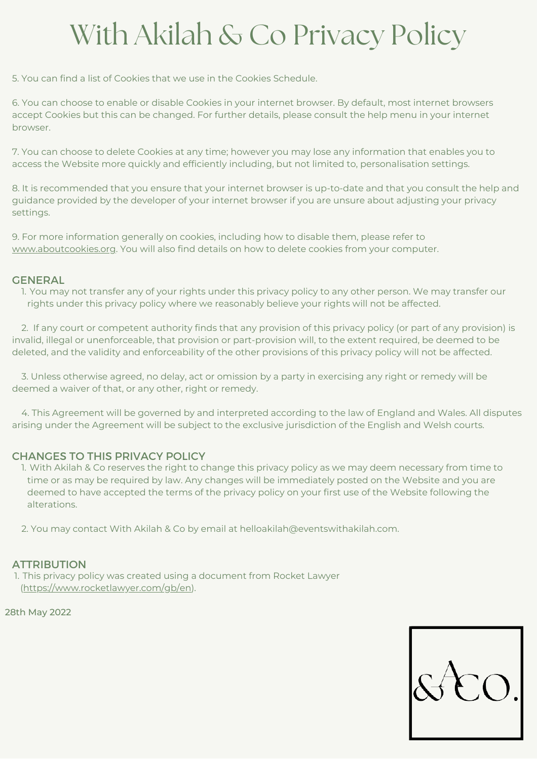# With Akilah & Co Privacy Policy

5. You can find a list of Cookies that we use in the Cookies Schedule.

6. You can choose to enable or disable Cookies in your internet browser. By default, most internet browsers accept Cookies but this can be changed. For further details, please consult the help menu in your internet browser.

7. You can choose to delete Cookies at any time; however you may lose any information that enables you to access the Website more quickly and efficiently including, but not limited to, personalisation settings.

8. It is recommended that you ensure that your internet browser is up-to-date and that you consult the help and guidance provided by the developer of your internet browser if you are unsure about adjusting your privacy settings.

9. For more information generally on cookies, including how to disable them, please refer to www.aboutcookies.org. You will also find details on how to delete cookies from your computer.

## GENERAL

1. You may not transfer any of your rights under this privacy policy to any other person. We may transfer our rights under this privacy policy where we reasonably believe your rights will not be affected.

2. If any court or competent authority finds that any provision of this privacy policy (or part of any provision) is invalid, illegal or unenforceable, that provision or part-provision will, to the extent required, be deemed to be deleted, and the validity and enforceability of the other provisions of this privacy policy will not be affected.

3. Unless otherwise agreed, no delay, act or omission by a party in exercising any right or remedy will be deemed a waiver of that, or any other, right or remedy.

4. This Agreement will be governed by and interpreted according to the law of England and Wales. All disputes arising under the Agreement will be subject to the exclusive jurisdiction of the English and Welsh courts.

## CHANGES TO THIS PRIVACY POLICY

1. With Akilah & Co reserves the right to change this privacy policy as we may deem necessary from time to time or as may be required by law. Any changes will be immediately posted on the Website and you are deemed to have accepted the terms of the privacy policy on your first use of the Website following the alterations.

2. You may contact With Akilah & Co by email at helloakilah@eventswithakilah.com.

## ATTRIBUTION

1. This privacy policy was created using a document from Rocket Lawyer (https://www.rocketlawyer.com/gb/en).

28th May 2022

&ACO.